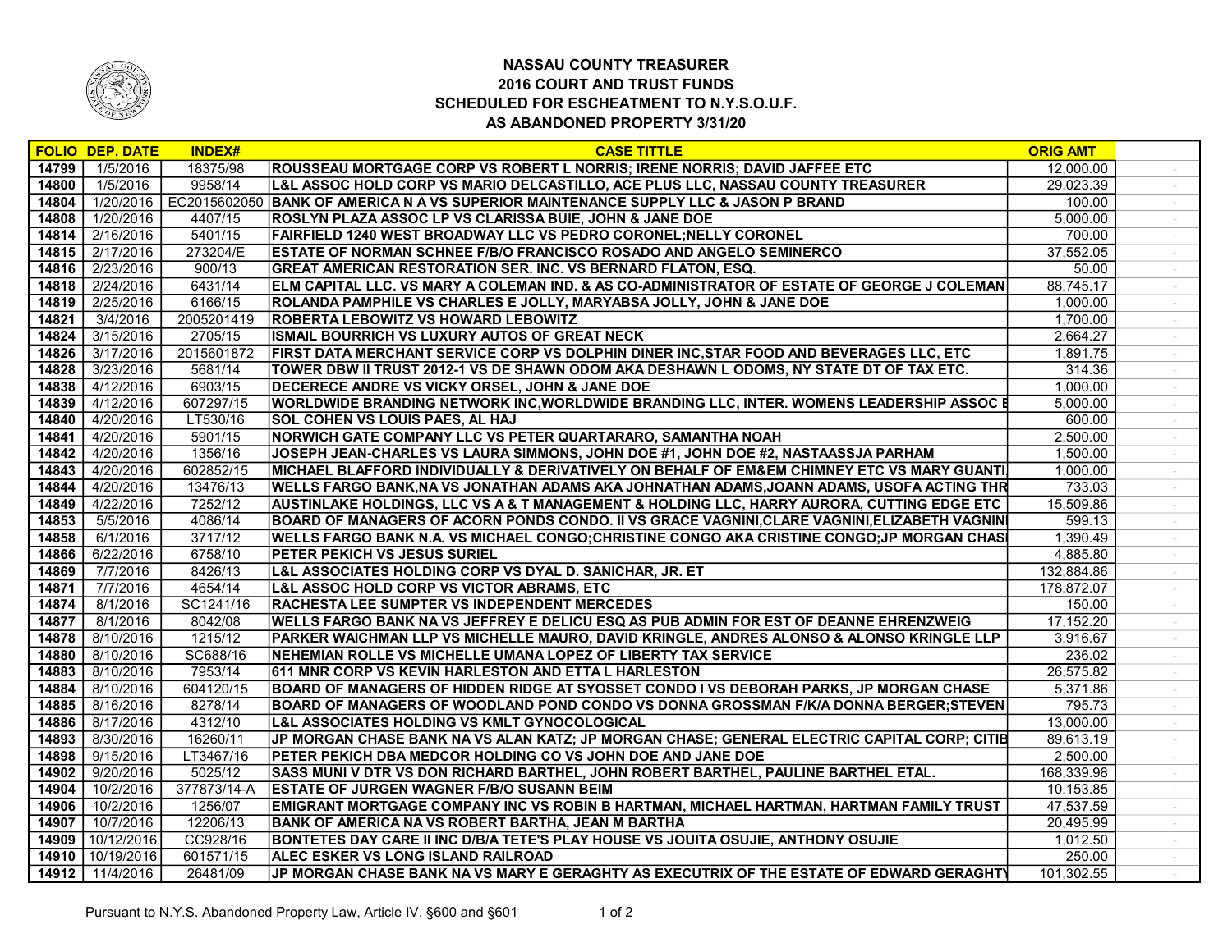**NASSAU COUNTY TREASURER**
**2016 COURT AND TRUST FUNDS**
**SCHEDULED FOR ESCHEATMENT TO N.Y.S.O.U.F.**
**AS ABANDONED PROPERTY 3/31/20**

| FOLIO | DEP. DATE | INDEX# | CASE TITTLE | ORIG AMT | |
|---|---|---|---|---|---|
| 14799 | 1/5/2016 | 18375/98 | ROUSSEAU MORTGAGE CORP VS ROBERT L NORRIS; IRENE NORRIS; DAVID JAFFEE ETC | 12,000.00 | - |
| 14800 | 1/5/2016 | 9958/14 | L&L ASSOC HOLD CORP VS MARIO DELCASTILLO, ACE PLUS LLC, NASSAU COUNTY TREASURER | 29,023.39 | - |
| 14804 | 1/20/2016 | EC2015602050 | BANK OF AMERICA N A VS SUPERIOR MAINTENANCE SUPPLY LLC & JASON P BRAND | 100.00 | - |
| 14808 | 1/20/2016 | 4407/15 | ROSLYN PLAZA ASSOC LP VS CLARISSA BUIE, JOHN & JANE DOE | 5,000.00 | - |
| 14814 | 2/16/2016 | 5401/15 | FAIRFIELD 1240 WEST BROADWAY LLC VS PEDRO CORONEL;NELLY CORONEL | 700.00 | - |
| 14815 | 2/17/2016 | 273204/E | ESTATE OF NORMAN SCHNEE F/B/O FRANCISCO ROSADO AND ANGELO SEMINERCO | 37,552.05 | - |
| 14816 | 2/23/2016 | 900/13 | GREAT AMERICAN RESTORATION SER. INC. VS BERNARD FLATON, ESQ. | 50.00 | - |
| 14818 | 2/24/2016 | 6431/14 | ELM CAPITAL LLC. VS MARY A COLEMAN IND. & AS CO-ADMINISTRATOR OF ESTATE OF GEORGE J COLEMAN | 88,745.17 | - |
| 14819 | 2/25/2016 | 6166/15 | ROLANDA PAMPHILE VS CHARLES E JOLLY, MARYABSA JOLLY, JOHN & JANE DOE | 1,000.00 | - |
| 14821 | 3/4/2016 | 2005201419 | ROBERTA LEBOWITZ VS HOWARD LEBOWITZ | 1,700.00 | - |
| 14824 | 3/15/2016 | 2705/15 | ISMAIL BOURRICH VS LUXURY AUTOS OF GREAT NECK | 2,664.27 | - |
| 14826 | 3/17/2016 | 2015601872 | FIRST DATA MERCHANT SERVICE CORP VS DOLPHIN DINER INC,STAR FOOD AND BEVERAGES LLC, ETC | 1,891.75 | - |
| 14828 | 3/23/2016 | 5681/14 | TOWER DBW II TRUST 2012-1 VS DE SHAWN ODOM AKA DESHAWN L ODOMS, NY STATE DT OF TAX ETC. | 314.36 | - |
| 14838 | 4/12/2016 | 6903/15 | DECERECE ANDRE VS VICKY ORSEL, JOHN & JANE DOE | 1,000.00 | - |
| 14839 | 4/12/2016 | 607297/15 | WORLDWIDE BRANDING NETWORK INC,WORLDWIDE BRANDING LLC, INTER. WOMENS LEADERSHIP ASSOC E | 5,000.00 | - |
| 14840 | 4/20/2016 | LT530/16 | SOL COHEN VS LOUIS PAES, AL HAJ | 600.00 | - |
| 14841 | 4/20/2016 | 5901/15 | NORWICH GATE COMPANY LLC VS PETER QUARTARARO, SAMANTHA NOAH | 2,500.00 | - |
| 14842 | 4/20/2016 | 1356/16 | JOSEPH JEAN-CHARLES VS LAURA SIMMONS, JOHN DOE #1, JOHN DOE #2, NASTAASSJA PARHAM | 1,500.00 | - |
| 14843 | 4/20/2016 | 602852/15 | MICHAEL BLAFFORD INDIVIDUALLY & DERIVATIVELY ON BEHALF OF EM&EM CHIMNEY ETC VS MARY GUANTI | 1,000.00 | - |
| 14844 | 4/20/2016 | 13476/13 | WELLS FARGO BANK,NA VS JONATHAN ADAMS AKA JOHNATHAN ADAMS,JOANN ADAMS, USOFA ACTING THR | 733.03 | - |
| 14849 | 4/22/2016 | 7252/12 | AUSTINLAKE HOLDINGS, LLC VS A & T MANAGEMENT & HOLDING LLC, HARRY AURORA, CUTTING EDGE ETC | 15,509.86 | - |
| 14853 | 5/5/2016 | 4086/14 | BOARD OF MANAGERS OF ACORN PONDS CONDO. II VS GRACE VAGNINI,CLARE VAGNINI,ELIZABETH VAGNINI | 599.13 | - |
| 14858 | 6/1/2016 | 3717/12 | WELLS FARGO BANK N.A. VS MICHAEL CONGO;CHRISTINE CONGO AKA CRISTINE CONGO;JP MORGAN CHASE | 1,390.49 | - |
| 14866 | 6/22/2016 | 6758/10 | PETER PEKICH VS JESUS SURIEL | 4,885.80 | - |
| 14869 | 7/7/2016 | 8426/13 | L&L ASSOCIATES HOLDING CORP VS DYAL D. SANICHAR, JR. ET | 132,884.86 | - |
| 14871 | 7/7/2016 | 4654/14 | L&L ASSOC HOLD CORP VS VICTOR ABRAMS, ETC | 178,872.07 | - |
| 14874 | 8/1/2016 | SC1241/16 | RACHESTA LEE SUMPTER VS INDEPENDENT MERCEDES | 150.00 | - |
| 14877 | 8/1/2016 | 8042/08 | WELLS FARGO BANK NA VS JEFFREY E DELICU ESQ AS PUB ADMIN FOR EST OF DEANNE EHRENZWEIG | 17,152.20 | - |
| 14878 | 8/10/2016 | 1215/12 | PARKER WAICHMAN LLP VS MICHELLE MAURO, DAVID KRINGLE, ANDRES ALONSO & ALONSO KRINGLE LLP | 3,916.67 | - |
| 14880 | 8/10/2016 | SC688/16 | NEHEMIAN ROLLE VS MICHELLE UMANA LOPEZ OF LIBERTY TAX SERVICE | 236.02 | - |
| 14883 | 8/10/2016 | 7953/14 | 611 MNR CORP VS KEVIN HARLESTON AND ETTA L HARLESTON | 26,575.82 | - |
| 14884 | 8/10/2016 | 604120/15 | BOARD OF MANAGERS OF HIDDEN RIDGE AT SYOSSET CONDO I VS DEBORAH PARKS, JP MORGAN CHASE | 5,371.86 | - |
| 14885 | 8/16/2016 | 8278/14 | BOARD OF MANAGERS OF WOODLAND POND CONDO VS DONNA GROSSMAN F/K/A DONNA BERGER;STEVEN | 795.73 | - |
| 14886 | 8/17/2016 | 4312/10 | L&L ASSOCIATES HOLDING VS KMLT GYNOCOLOGICAL | 13,000.00 | - |
| 14893 | 8/30/2016 | 16260/11 | JP MORGAN CHASE BANK NA VS ALAN KATZ; JP MORGAN CHASE; GENERAL ELECTRIC CAPITAL CORP; CITIB | 89,613.19 | - |
| 14898 | 9/15/2016 | LT3467/16 | PETER PEKICH DBA MEDCOR HOLDING CO VS JOHN DOE AND JANE DOE | 2,500.00 | - |
| 14902 | 9/20/2016 | 5025/12 | SASS MUNI V DTR VS DON RICHARD BARTHEL, JOHN ROBERT BARTHEL, PAULINE BARTHEL ETAL. | 168,339.98 | - |
| 14904 | 10/2/2016 | 377873/14-A | ESTATE OF JURGEN WAGNER F/B/O SUSANN BEIM | 10,153.85 | - |
| 14906 | 10/2/2016 | 1256/07 | EMIGRANT MORTGAGE COMPANY INC VS ROBIN B HARTMAN, MICHAEL HARTMAN, HARTMAN FAMILY TRUST | 47,537.59 | - |
| 14907 | 10/7/2016 | 12206/13 | BANK OF AMERICA NA VS ROBERT BARTHA, JEAN M BARTHA | 20,495.99 | - |
| 14909 | 10/12/2016 | CC928/16 | BONTETES DAY CARE II INC D/B/A TETE'S PLAY HOUSE VS JOUITA OSUJIE, ANTHONY OSUJIE | 1,012.50 | - |
| 14910 | 10/19/2016 | 601571/15 | ALEC ESKER VS LONG ISLAND RAILROAD | 250.00 | - |
| 14912 | 11/4/2016 | 26481/09 | JP MORGAN CHASE BANK NA VS MARY E GERAGHTY AS EXECUTRIX OF THE ESTATE OF EDWARD GERAGHTY | 101,302.55 | - |

Pursuant to N.Y.S. Abandoned Property Law, Article IV, §600 and §601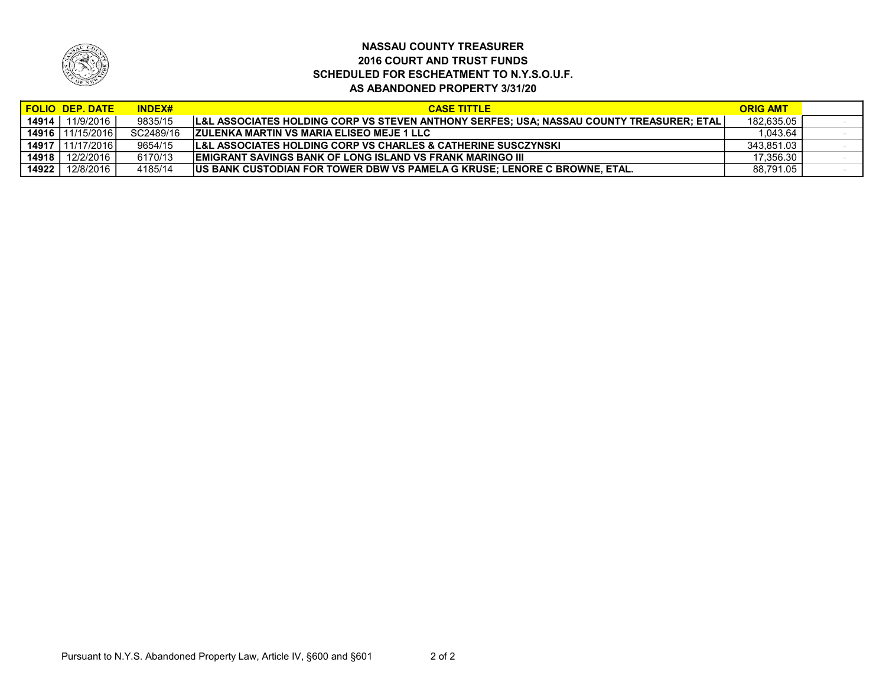## NASSAU COUNTY TREASURER
## 2016 COURT AND TRUST FUNDS
## SCHEDULED FOR ESCHEATMENT TO N.Y.S.O.U.F.
## AS ABANDONED PROPERTY 3/31/20

| FOLIO | DEP. DATE | INDEX# | CASE TITTLE | ORIG AMT | |
|---|---|---|---|---|---|
| 14914 | 11/9/2016 | 9835/15 | L&L ASSOCIATES HOLDING CORP VS STEVEN ANTHONY SERFES; USA; NASSAU COUNTY TREASURER; ETAL | 182,635.05 | - |
| 14916 | 11/15/2016 | SC2489/16 | ZULENKA MARTIN VS MARIA ELISEO MEJE 1 LLC | 1,043.64 | - |
| 14917 | 11/17/2016 | 9654/15 | L&L ASSOCIATES HOLDING CORP VS CHARLES & CATHERINE SUSCZYNSKI | 343,851.03 | - |
| 14918 | 12/2/2016 | 6170/13 | EMIGRANT SAVINGS BANK OF LONG ISLAND VS FRANK MARINGO III | 17,356.30 | - |
| 14922 | 12/8/2016 | 4185/14 | US BANK CUSTODIAN FOR TOWER DBW VS PAMELA G KRUSE; LENORE C BROWNE, ETAL. | 88,791.05 | - |

Pursuant to N.Y.S. Abandoned Property Law, Article IV, §600 and §601